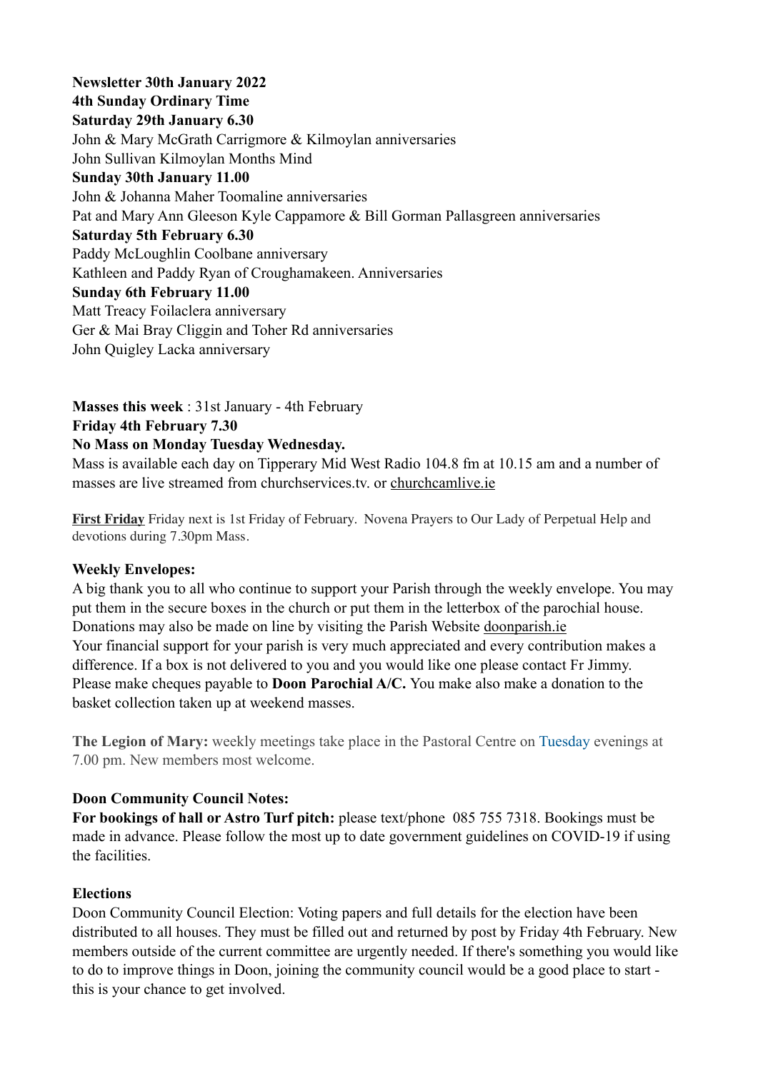**Newsletter 30th January 2022**
**4th Sunday Ordinary Time**
**Saturday 29th January 6.30**
John & Mary McGrath Carrigmore & Kilmoylan anniversaries
John Sullivan Kilmoylan Months Mind
**Sunday 30th January 11.00**
John & Johanna Maher Toomaline anniversaries
Pat and Mary Ann Gleeson Kyle Cappamore & Bill Gorman Pallasgreen anniversaries
**Saturday 5th February 6.30**
Paddy McLoughlin Coolbane anniversary
Kathleen and Paddy Ryan of Croughamakeen. Anniversaries
**Sunday 6th February 11.00**
Matt Treacy Foilaclera anniversary
Ger & Mai Bray Cliggin and Toher Rd anniversaries
John Quigley Lacka anniversary

**Masses this week** : 31st January - 4th February
**Friday 4th February 7.30**
**No Mass on Monday Tuesday Wednesday.**
Mass is available each day on Tipperary Mid West Radio 104.8 fm at 10.15 am and a number of masses are live streamed from churchservices.tv. or churchcamlive.ie

**First Friday** Friday next is 1st Friday of February. Novena Prayers to Our Lady of Perpetual Help and devotions during 7.30pm Mass.

**Weekly Envelopes:**
A big thank you to all who continue to support your Parish through the weekly envelope. You may put them in the secure boxes in the church or put them in the letterbox of the parochial house. Donations may also be made on line by visiting the Parish Website doonparish.ie
Your financial support for your parish is very much appreciated and every contribution makes a difference. If a box is not delivered to you and you would like one please contact Fr Jimmy. Please make cheques payable to **Doon Parochial A/C.** You make also make a donation to the basket collection taken up at weekend masses.

**The Legion of Mary:** weekly meetings take place in the Pastoral Centre on Tuesday evenings at 7.00 pm. New members most welcome.

**Doon Community Council Notes:**
**For bookings of hall or Astro Turf pitch:** please text/phone 085 755 7318. Bookings must be made in advance. Please follow the most up to date government guidelines on COVID-19 if using the facilities.

**Elections**
Doon Community Council Election: Voting papers and full details for the election have been distributed to all houses. They must be filled out and returned by post by Friday 4th February. New members outside of the current committee are urgently needed. If there's something you would like to do to improve things in Doon, joining the community council would be a good place to start - this is your chance to get involved.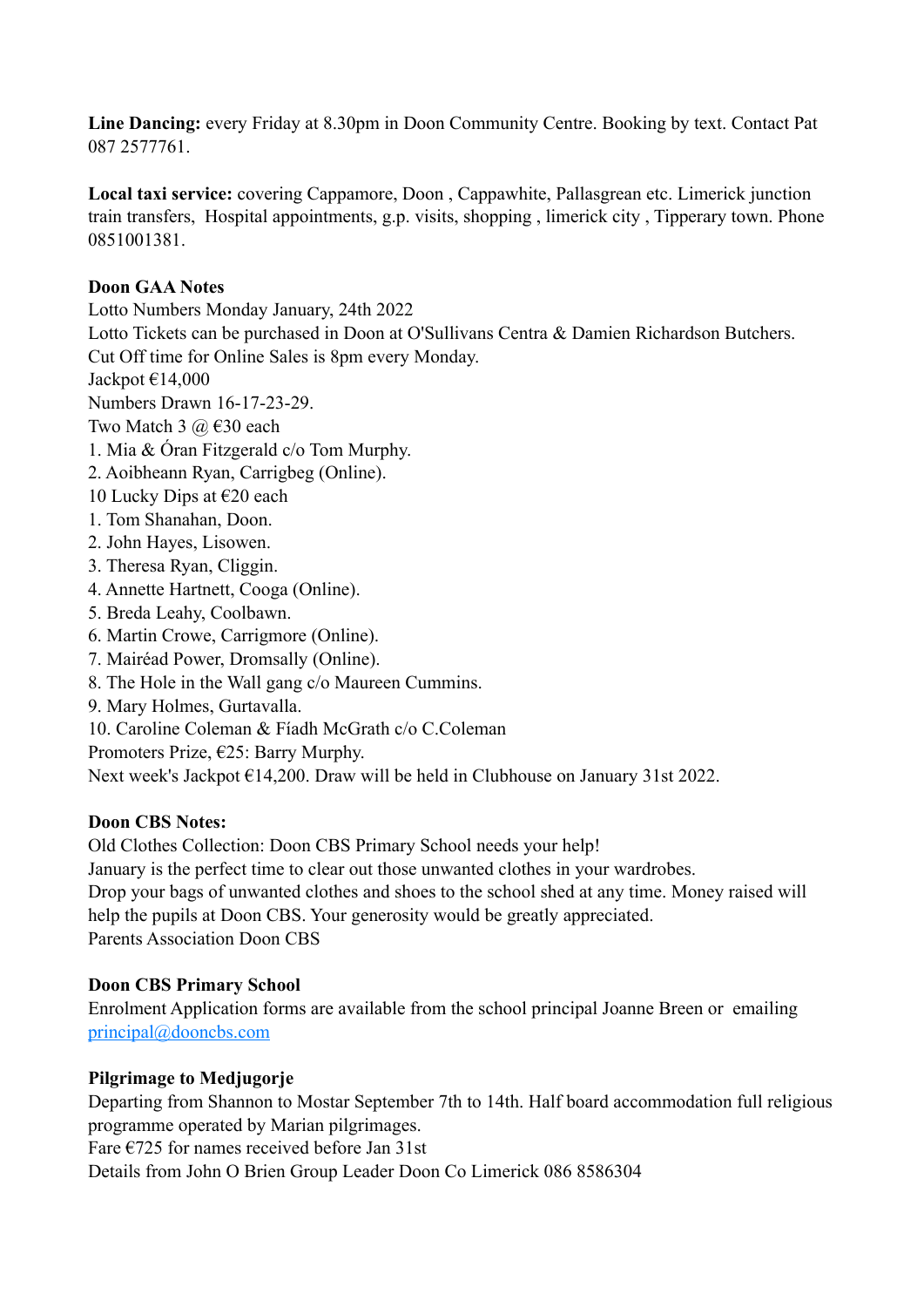**Line Dancing:** every Friday at 8.30pm in Doon Community Centre. Booking by text. Contact Pat 087 2577761.

**Local taxi service:** covering Cappamore, Doon , Cappawhite, Pallasgrean etc. Limerick junction train transfers, Hospital appointments, g.p. visits, shopping , limerick city , Tipperary town. Phone 0851001381.

**Doon GAA Notes**

Lotto Numbers Monday January, 24th 2022

Lotto Tickets can be purchased in Doon at O'Sullivans Centra & Damien Richardson Butchers.

Cut Off time for Online Sales is 8pm every Monday.

Jackpot €14,000

Numbers Drawn 16-17-23-29.

Two Match 3 @ €30 each

1. Mia & Óran Fitzgerald c/o Tom Murphy.
2. Aoibheann Ryan, Carrigbeg (Online).

10 Lucky Dips at €20 each

1. Tom Shanahan, Doon.
2. John Hayes, Lisowen.
3. Theresa Ryan, Cliggin.
4. Annette Hartnett, Cooga (Online).
5. Breda Leahy, Coolbawn.
6. Martin Crowe, Carrigmore (Online).
7. Mairéad Power, Dromsally (Online).
8. The Hole in the Wall gang c/o Maureen Cummins.
9. Mary Holmes, Gurtavalla.
10. Caroline Coleman & Fíadh McGrath c/o C.Coleman

Promoters Prize, €25: Barry Murphy.

Next week's Jackpot €14,200. Draw will be held in Clubhouse on January 31st 2022.

**Doon CBS Notes:**

Old Clothes Collection: Doon CBS Primary School needs your help!

January is the perfect time to clear out those unwanted clothes in your wardrobes.

Drop your bags of unwanted clothes and shoes to the school shed at any time. Money raised will help the pupils at Doon CBS. Your generosity would be greatly appreciated.

Parents Association Doon CBS

**Doon CBS Primary School**

Enrolment Application forms are available from the school principal Joanne Breen or emailing principal@dooncbs.com

**Pilgrimage to Medjugorje**

Departing from Shannon to Mostar September 7th to 14th. Half board accommodation full religious programme operated by Marian pilgrimages.

Fare €725 for names received before Jan 31st

Details from John O Brien Group Leader Doon Co Limerick 086 8586304